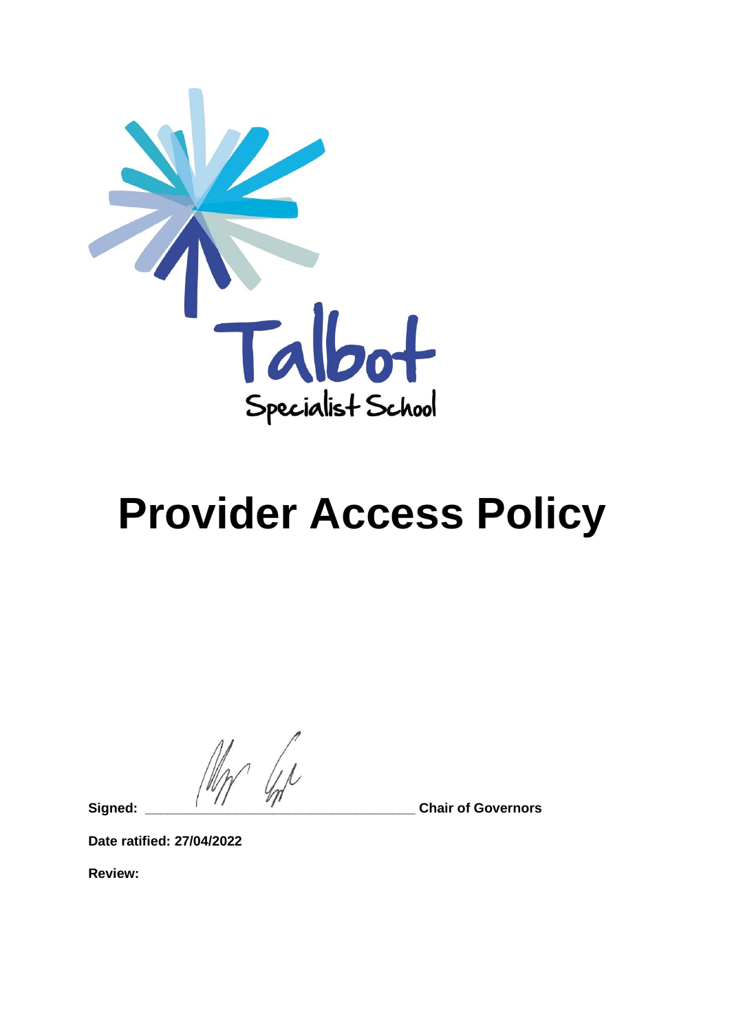Talbot
Specialist School

# Provider Access Policy

**Signed:** \_\_\_\_\_\_\_\_\_\_\_\_\_\_\_\_\_\_\_\_\_\_\_\_\_\_\_\_\_\_\_\_\_\_\_\_ **Chair of Governors**

**Date ratified: 27/04/2022**

**Review:**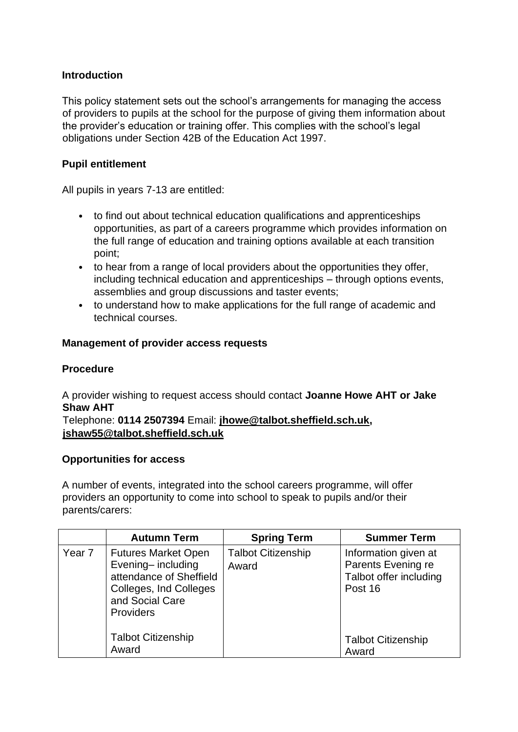## Introduction

This policy statement sets out the school's arrangements for managing the access of providers to pupils at the school for the purpose of giving them information about the provider's education or training offer. This complies with the school's legal obligations under Section 42B of the Education Act 1997.

## Pupil entitlement

All pupils in years 7-13 are entitled:

- to find out about technical education qualifications and apprenticeships opportunities, as part of a careers programme which provides information on the full range of education and training options available at each transition point;
- to hear from a range of local providers about the opportunities they offer, including technical education and apprenticeships – through options events, assemblies and group discussions and taster events;
- to understand how to make applications for the full range of academic and technical courses.

## Management of provider access requests

### Procedure

A provider wishing to request access should contact **Joanne Howe AHT or Jake Shaw AHT**
Telephone: **0114 2507394** Email: **jhowe@talbot.sheffield.sch.uk, jshaw55@talbot.sheffield.sch.uk**

### Opportunities for access

A number of events, integrated into the school careers programme, will offer providers an opportunity to come into school to speak to pupils and/or their parents/carers:

| | Autumn Term | Spring Term | Summer Term |
|---|---|---|---|
| Year 7 | Futures Market Open Evening– including attendance of Sheffield Colleges, Ind Colleges and Social Care Providers<br><br>Talbot Citizenship Award | Talbot Citizenship Award | Information given at Parents Evening re Talbot offer including Post 16<br><br>Talbot Citizenship Award |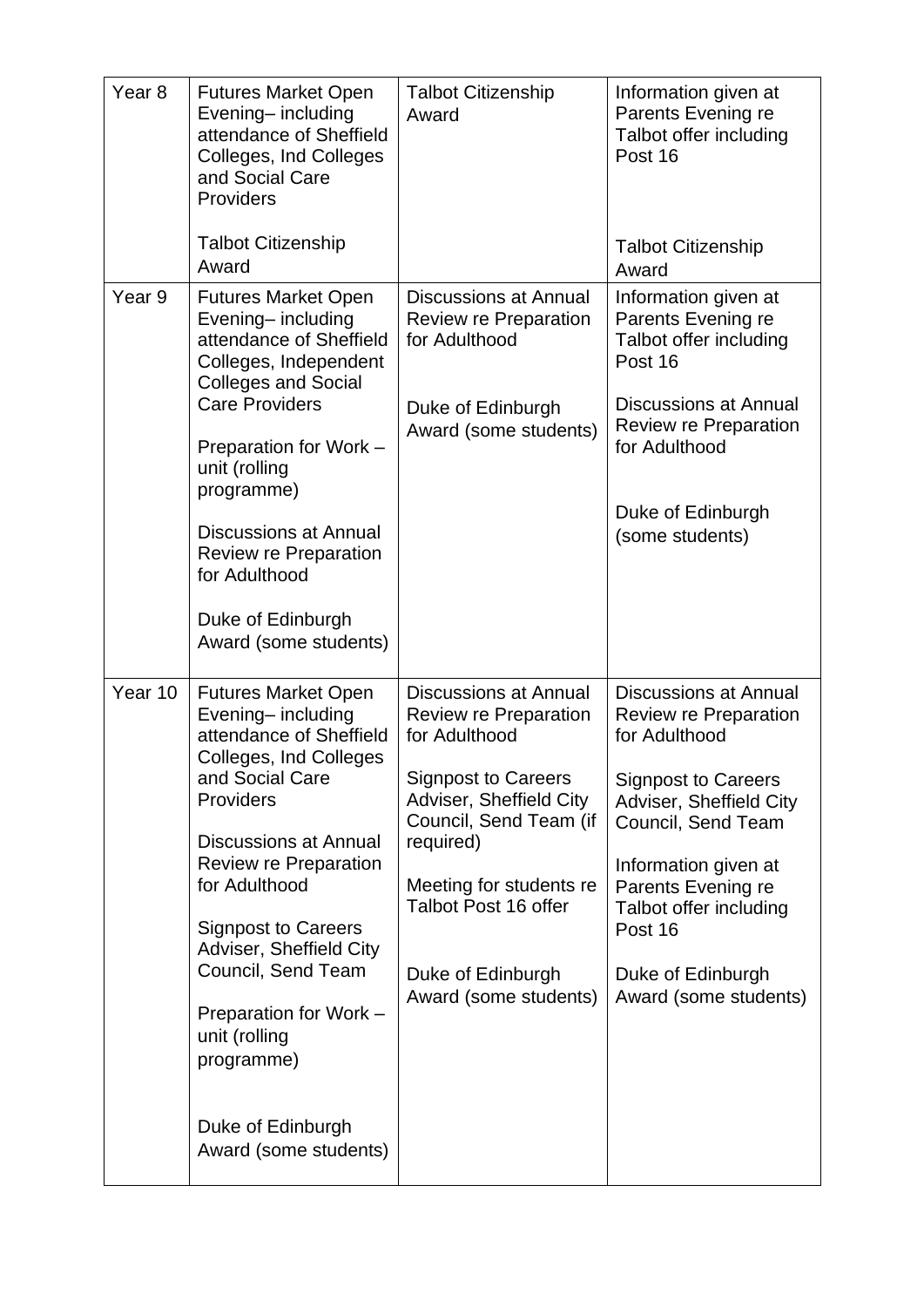| | | | |
|---|---|---|---|
| Year 8 | Futures Market Open Evening– including attendance of Sheffield Colleges, Ind Colleges and Social Care Providers<br><br>Talbot Citizenship Award | Talbot Citizenship Award | Information given at Parents Evening re Talbot offer including Post 16<br><br>Talbot Citizenship Award |
| Year 9 | Futures Market Open Evening– including attendance of Sheffield Colleges, Independent Colleges and Social Care Providers<br><br>Preparation for Work – unit (rolling programme)<br><br>Discussions at Annual Review re Preparation for Adulthood<br><br>Duke of Edinburgh Award (some students) | Discussions at Annual Review re Preparation for Adulthood<br><br>Duke of Edinburgh Award (some students) | Information given at Parents Evening re Talbot offer including Post 16<br><br>Discussions at Annual Review re Preparation for Adulthood<br><br>Duke of Edinburgh (some students) |
| Year 10 | Futures Market Open Evening– including attendance of Sheffield Colleges, Ind Colleges and Social Care Providers<br><br>Discussions at Annual Review re Preparation for Adulthood<br><br>Signpost to Careers Adviser, Sheffield City Council, Send Team<br><br>Preparation for Work – unit (rolling programme)<br><br>Duke of Edinburgh Award (some students) | Discussions at Annual Review re Preparation for Adulthood<br><br>Signpost to Careers Adviser, Sheffield City Council, Send Team (if required)<br><br>Meeting for students re Talbot Post 16 offer<br><br>Duke of Edinburgh Award (some students) | Discussions at Annual Review re Preparation for Adulthood<br><br>Signpost to Careers Adviser, Sheffield City Council, Send Team<br><br>Information given at Parents Evening re Talbot offer including Post 16<br><br>Duke of Edinburgh Award (some students) |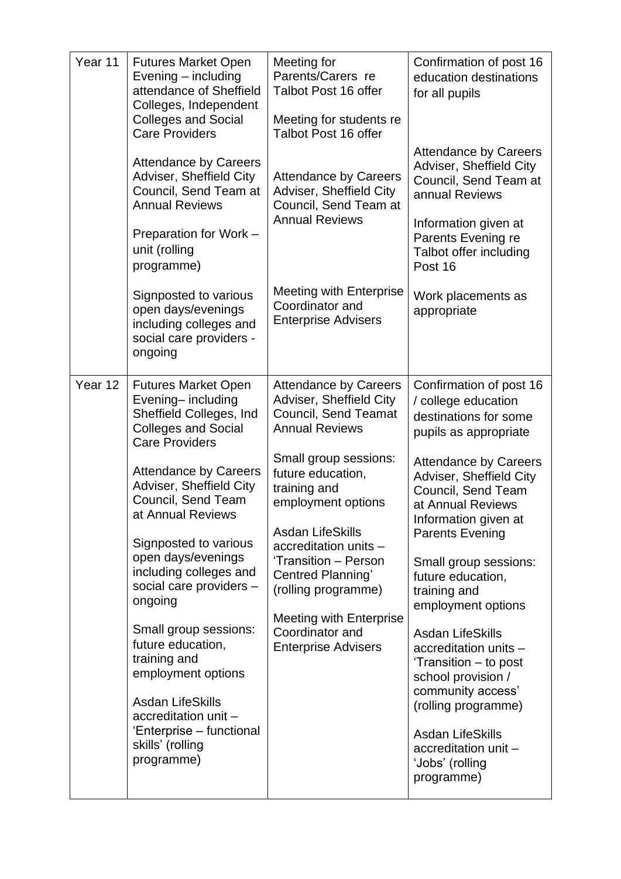| | | | |
|---|---|---|---|
| Year 11 | Futures Market Open Evening – including attendance of Sheffield Colleges, Independent Colleges and Social Care Providers<br><br>Attendance by Careers Adviser, Sheffield City Council, Send Team at Annual Reviews<br><br>Preparation for Work – unit (rolling programme)<br><br>Signposted to various open days/evenings including colleges and social care providers - ongoing | Meeting for Parents/Carers re Talbot Post 16 offer<br><br>Meeting for students re Talbot Post 16 offer<br><br>Attendance by Careers Adviser, Sheffield City Council, Send Team at Annual Reviews<br><br>Meeting with Enterprise Coordinator and Enterprise Advisers | Confirmation of post 16 education destinations for all pupils<br><br>Attendance by Careers Adviser, Sheffield City Council, Send Team at annual Reviews<br><br>Information given at Parents Evening re Talbot offer including Post 16<br><br>Work placements as appropriate |
| Year 12 | Futures Market Open Evening– including Sheffield Colleges, Ind Colleges and Social Care Providers<br><br>Attendance by Careers Adviser, Sheffield City Council, Send Team at Annual Reviews<br><br>Signposted to various open days/evenings including colleges and social care providers – ongoing<br><br>Small group sessions: future education, training and employment options<br><br>Asdan LifeSkills accreditation unit – 'Enterprise – functional skills' (rolling programme) | Attendance by Careers Adviser, Sheffield City Council, Send Teamat Annual Reviews<br><br>Small group sessions: future education, training and employment options<br><br>Asdan LifeSkills accreditation units – 'Transition – Person Centred Planning' (rolling programme)<br><br>Meeting with Enterprise Coordinator and Enterprise Advisers | Confirmation of post 16 / college education destinations for some pupils as appropriate<br><br>Attendance by Careers Adviser, Sheffield City Council, Send Team at Annual Reviews Information given at Parents Evening<br><br>Small group sessions: future education, training and employment options<br><br>Asdan LifeSkills accreditation units – 'Transition – to post school provision / community access' (rolling programme)<br><br>Asdan LifeSkills accreditation unit – 'Jobs' (rolling programme) |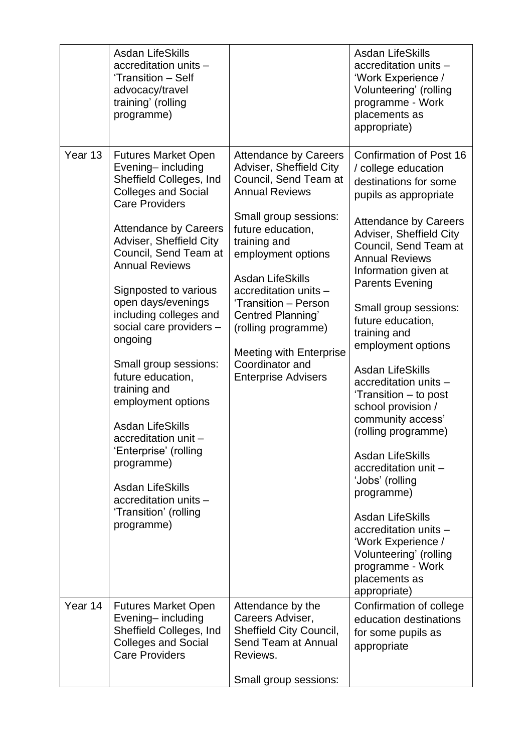| | | | |
|---|---|---|---|
| | Asdan LifeSkills accreditation units – 'Transition – Self advocacy/travel training' (rolling programme) | | Asdan LifeSkills accreditation units – 'Work Experience / Volunteering' (rolling programme - Work placements as appropriate) |
| Year 13 | Futures Market Open Evening– including Sheffield Colleges, Ind Colleges and Social Care Providers<br><br>Attendance by Careers Adviser, Sheffield City Council, Send Team at Annual Reviews<br><br>Signposted to various open days/evenings including colleges and social care providers – ongoing<br><br>Small group sessions: future education, training and employment options<br><br>Asdan LifeSkills accreditation unit – 'Enterprise' (rolling programme)<br><br>Asdan LifeSkills accreditation units – 'Transition' (rolling programme) | Attendance by Careers Adviser, Sheffield City Council, Send Team at Annual Reviews<br><br>Small group sessions: future education, training and employment options<br><br>Asdan LifeSkills accreditation units – 'Transition – Person Centred Planning' (rolling programme)<br><br>Meeting with Enterprise Coordinator and Enterprise Advisers | Confirmation of Post 16 / college education destinations for some pupils as appropriate<br><br>Attendance by Careers Adviser, Sheffield City Council, Send Team at Annual Reviews Information given at Parents Evening<br><br>Small group sessions: future education, training and employment options<br><br>Asdan LifeSkills accreditation units – 'Transition – to post school provision / community access' (rolling programme)<br><br>Asdan LifeSkills accreditation unit – 'Jobs' (rolling programme)<br><br>Asdan LifeSkills accreditation units – 'Work Experience / Volunteering' (rolling programme - Work placements as appropriate) |
| Year 14 | Futures Market Open Evening– including Sheffield Colleges, Ind Colleges and Social Care Providers | Attendance by the Careers Adviser, Sheffield City Council, Send Team at Annual Reviews.<br><br>Small group sessions: | Confirmation of college education destinations for some pupils as appropriate |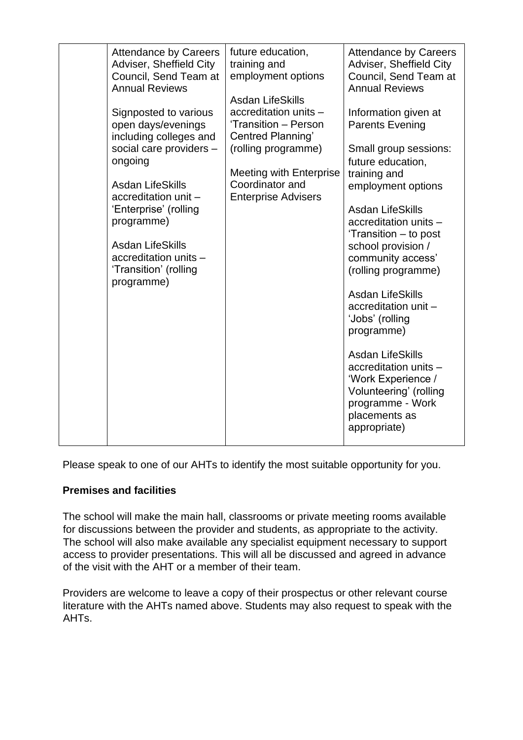| | | | |
|---|---|---|---|
| | Attendance by Careers Adviser, Sheffield City Council, Send Team at Annual Reviews<br><br>Signposted to various open days/evenings including colleges and social care providers – ongoing<br><br>Asdan LifeSkills accreditation unit – 'Enterprise' (rolling programme)<br><br>Asdan LifeSkills accreditation units – 'Transition' (rolling programme) | future education, training and employment options<br><br>Asdan LifeSkills accreditation units – 'Transition – Person Centred Planning' (rolling programme)<br><br>Meeting with Enterprise Coordinator and Enterprise Advisers | Attendance by Careers Adviser, Sheffield City Council, Send Team at Annual Reviews<br><br>Information given at Parents Evening<br><br>Small group sessions: future education, training and employment options<br><br>Asdan LifeSkills accreditation units – 'Transition – to post school provision / community access' (rolling programme)<br><br>Asdan LifeSkills accreditation unit – 'Jobs' (rolling programme)<br><br>Asdan LifeSkills accreditation units – 'Work Experience / Volunteering' (rolling programme - Work placements as appropriate) |

Please speak to one of our AHTs to identify the most suitable opportunity for you.

**Premises and facilities**

The school will make the main hall, classrooms or private meeting rooms available for discussions between the provider and students, as appropriate to the activity. The school will also make available any specialist equipment necessary to support access to provider presentations. This will all be discussed and agreed in advance of the visit with the AHT or a member of their team.

Providers are welcome to leave a copy of their prospectus or other relevant course literature with the AHTs named above. Students may also request to speak with the AHTs.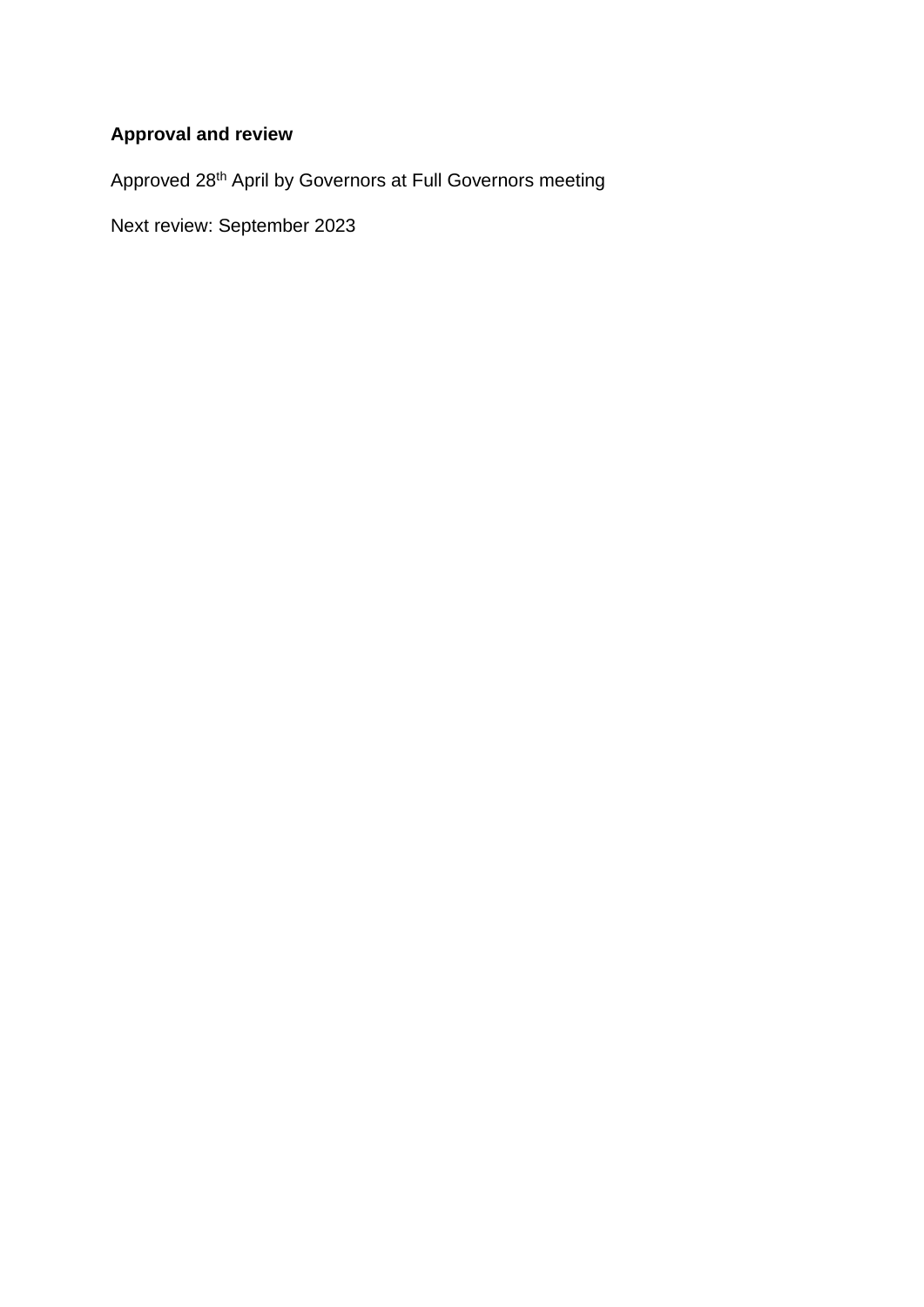**Approval and review**

Approved 28th April by Governors at Full Governors meeting

Next review: September 2023